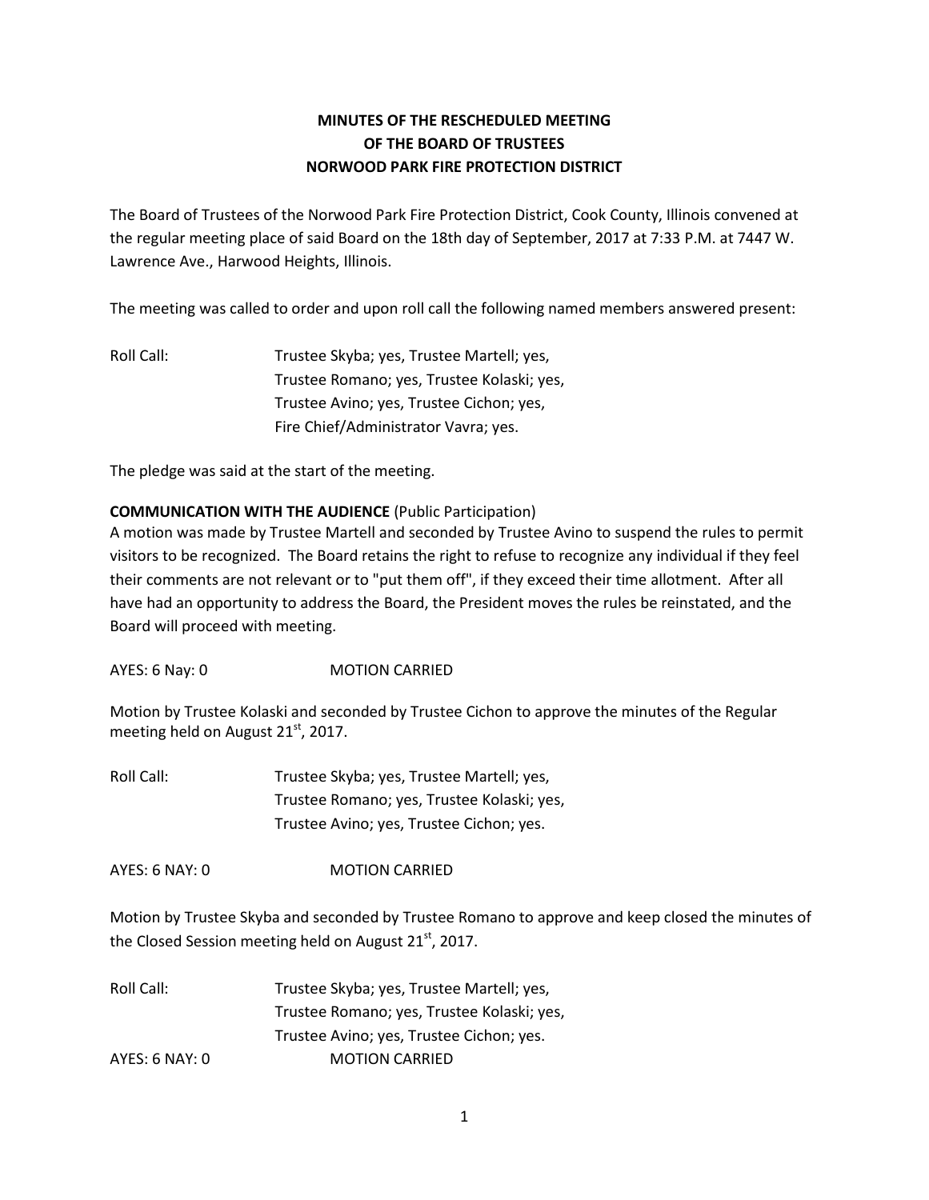# MINUTES OF THE RESCHEDULED MEETING OF THE BOARD OF TRUSTEES NORWOOD PARK FIRE PROTECTION DISTRICT

The Board of Trustees of the Norwood Park Fire Protection District, Cook County, Illinois convened at the regular meeting place of said Board on the 18th day of September, 2017 at 7:33 P.M. at 7447 W. Lawrence Ave., Harwood Heights, Illinois.

The meeting was called to order and upon roll call the following named members answered present:

Roll Call: Trustee Skyba; yes, Trustee Martell; yes, Trustee Romano; yes, Trustee Kolaski; yes, Trustee Avino; yes, Trustee Cichon; yes, Fire Chief/Administrator Vavra; yes.

The pledge was said at the start of the meeting.

**COMMUNICATION WITH THE AUDIENCE** (Public Participation)

A motion was made by Trustee Martell and seconded by Trustee Avino to suspend the rules to permit visitors to be recognized. The Board retains the right to refuse to recognize any individual if they feel their comments are not relevant or to "put them off", if they exceed their time allotment. After all have had an opportunity to address the Board, the President moves the rules be reinstated, and the Board will proceed with meeting.

AYES: 6 Nay: 0 MOTION CARRIED

Motion by Trustee Kolaski and seconded by Trustee Cichon to approve the minutes of the Regular meeting held on August 21st, 2017.

Roll Call: Trustee Skyba; yes, Trustee Martell; yes, Trustee Romano; yes, Trustee Kolaski; yes, Trustee Avino; yes, Trustee Cichon; yes.

AYES: 6 NAY: 0 MOTION CARRIED

Motion by Trustee Skyba and seconded by Trustee Romano to approve and keep closed the minutes of the Closed Session meeting held on August 21st, 2017.

Roll Call: Trustee Skyba; yes, Trustee Martell; yes, Trustee Romano; yes, Trustee Kolaski; yes, Trustee Avino; yes, Trustee Cichon; yes.

AYES: 6 NAY: 0 MOTION CARRIED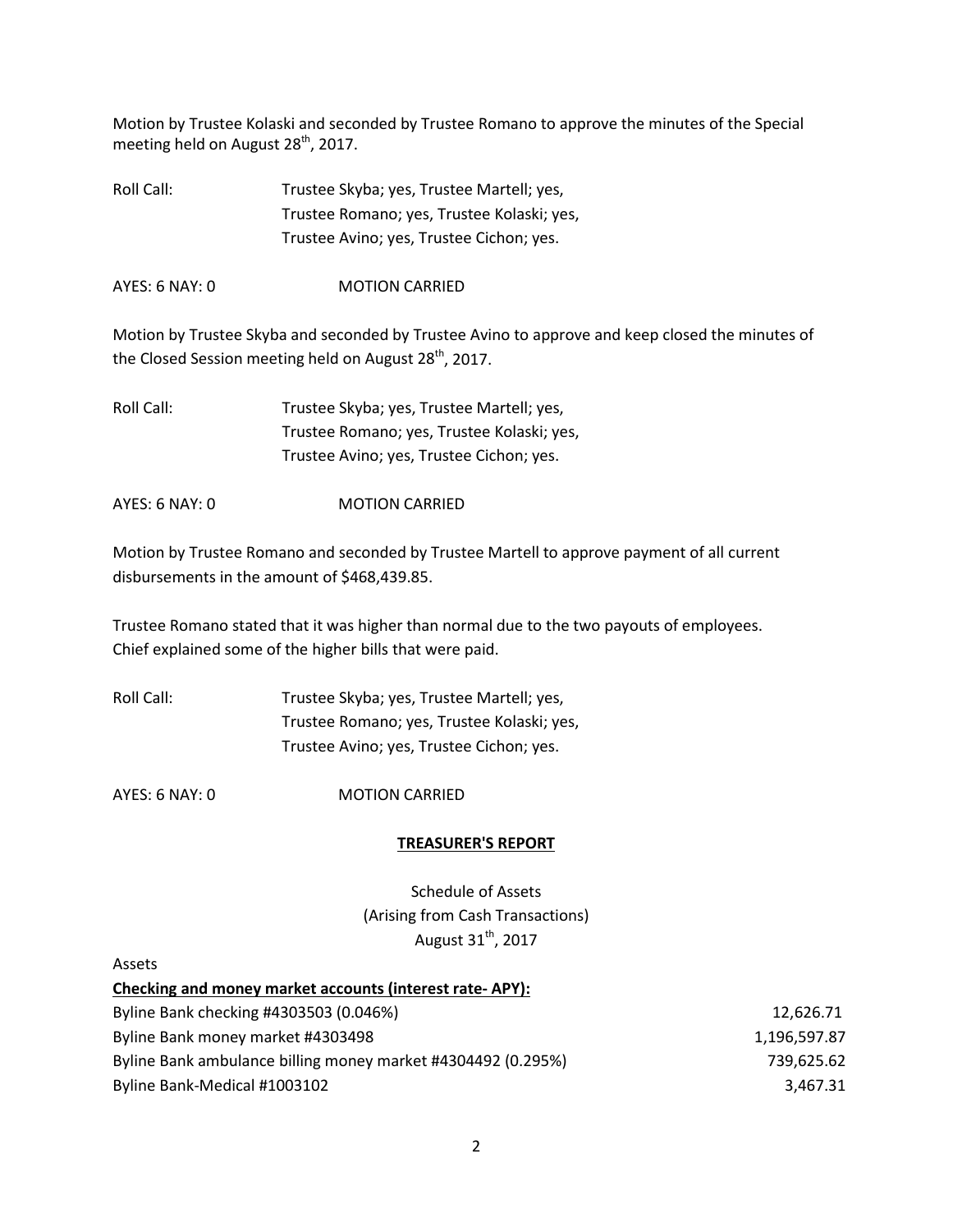Motion by Trustee Kolaski and seconded by Trustee Romano to approve the minutes of the Special meeting held on August 28th, 2017.

Roll Call: Trustee Skyba; yes, Trustee Martell; yes,
Trustee Romano; yes, Trustee Kolaski; yes,
Trustee Avino; yes, Trustee Cichon; yes.

AYES: 6 NAY: 0 MOTION CARRIED

Motion by Trustee Skyba and seconded by Trustee Avino to approve and keep closed the minutes of the Closed Session meeting held on August 28th, 2017.

Roll Call: Trustee Skyba; yes, Trustee Martell; yes,
Trustee Romano; yes, Trustee Kolaski; yes,
Trustee Avino; yes, Trustee Cichon; yes.

AYES: 6 NAY: 0 MOTION CARRIED

Motion by Trustee Romano and seconded by Trustee Martell to approve payment of all current disbursements in the amount of $468,439.85.

Trustee Romano stated that it was higher than normal due to the two payouts of employees. Chief explained some of the higher bills that were paid.

Roll Call: Trustee Skyba; yes, Trustee Martell; yes,
Trustee Romano; yes, Trustee Kolaski; yes,
Trustee Avino; yes, Trustee Cichon; yes.

AYES: 6 NAY: 0 MOTION CARRIED

## TREASURER'S REPORT

Schedule of Assets
(Arising from Cash Transactions)
August 31th, 2017

Assets

**Checking and money market accounts (interest rate- APY):**

| | |
|---|---|
| Byline Bank checking #4303503 (0.046%) | 12,626.71 |
| Byline Bank money market #4303498 | 1,196,597.87 |
| Byline Bank ambulance billing money market #4304492 (0.295%) | 739,625.62 |
| Byline Bank-Medical #1003102 | 3,467.31 |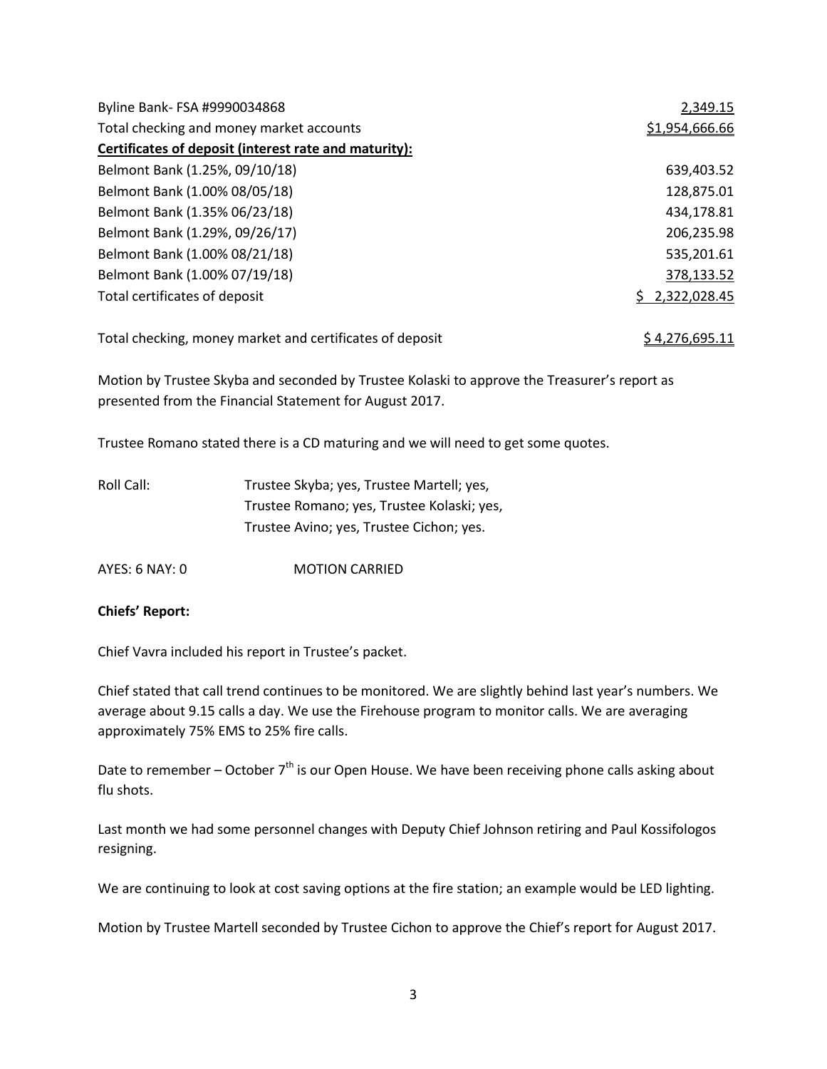| | |
|---|---|
| Byline Bank- FSA #9990034868 | 2,349.15 |
| Total checking and money market accounts | $1,954,666.66 |
| **Certificates of deposit (interest rate and maturity):** | |
| Belmont Bank (1.25%, 09/10/18) | 639,403.52 |
| Belmont Bank (1.00% 08/05/18) | 128,875.01 |
| Belmont Bank (1.35% 06/23/18) | 434,178.81 |
| Belmont Bank (1.29%, 09/26/17) | 206,235.98 |
| Belmont Bank (1.00% 08/21/18) | 535,201.61 |
| Belmont Bank (1.00% 07/19/18) | 378,133.52 |
| Total certificates of deposit | $ 2,322,028.45 |
| | |
| Total checking, money market and certificates of deposit | $ 4,276,695.11 |

Motion by Trustee Skyba and seconded by Trustee Kolaski to approve the Treasurer's report as presented from the Financial Statement for August 2017.

Trustee Romano stated there is a CD maturing and we will need to get some quotes.

Roll Call: Trustee Skyba; yes, Trustee Martell; yes,
Trustee Romano; yes, Trustee Kolaski; yes,
Trustee Avino; yes, Trustee Cichon; yes.

AYES: 6 NAY: 0 MOTION CARRIED

**Chiefs' Report:**

Chief Vavra included his report in Trustee's packet.

Chief stated that call trend continues to be monitored. We are slightly behind last year's numbers. We average about 9.15 calls a day. We use the Firehouse program to monitor calls. We are averaging approximately 75% EMS to 25% fire calls.

Date to remember – October 7th is our Open House. We have been receiving phone calls asking about flu shots.

Last month we had some personnel changes with Deputy Chief Johnson retiring and Paul Kossifologos resigning.

We are continuing to look at cost saving options at the fire station; an example would be LED lighting.

Motion by Trustee Martell seconded by Trustee Cichon to approve the Chief's report for August 2017.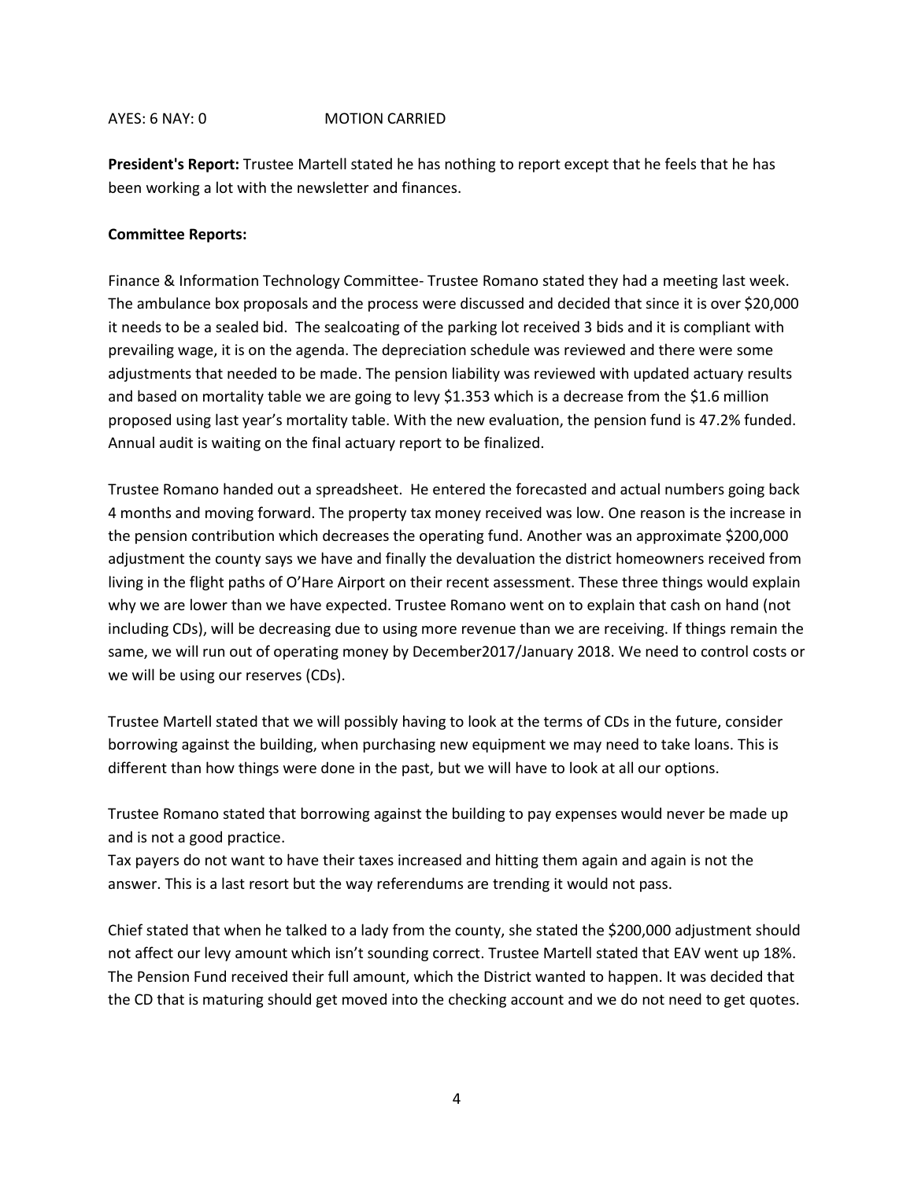AYES: 6 NAY: 0 MOTION CARRIED

**President's Report:** Trustee Martell stated he has nothing to report except that he feels that he has been working a lot with the newsletter and finances.

**Committee Reports:**

Finance & Information Technology Committee- Trustee Romano stated they had a meeting last week. The ambulance box proposals and the process were discussed and decided that since it is over $20,000 it needs to be a sealed bid. The sealcoating of the parking lot received 3 bids and it is compliant with prevailing wage, it is on the agenda. The depreciation schedule was reviewed and there were some adjustments that needed to be made. The pension liability was reviewed with updated actuary results and based on mortality table we are going to levy $1.353 which is a decrease from the $1.6 million proposed using last year's mortality table. With the new evaluation, the pension fund is 47.2% funded. Annual audit is waiting on the final actuary report to be finalized.

Trustee Romano handed out a spreadsheet. He entered the forecasted and actual numbers going back 4 months and moving forward. The property tax money received was low. One reason is the increase in the pension contribution which decreases the operating fund. Another was an approximate $200,000 adjustment the county says we have and finally the devaluation the district homeowners received from living in the flight paths of O'Hare Airport on their recent assessment. These three things would explain why we are lower than we have expected. Trustee Romano went on to explain that cash on hand (not including CDs), will be decreasing due to using more revenue than we are receiving. If things remain the same, we will run out of operating money by December2017/January 2018. We need to control costs or we will be using our reserves (CDs).

Trustee Martell stated that we will possibly having to look at the terms of CDs in the future, consider borrowing against the building, when purchasing new equipment we may need to take loans. This is different than how things were done in the past, but we will have to look at all our options.

Trustee Romano stated that borrowing against the building to pay expenses would never be made up and is not a good practice.
Tax payers do not want to have their taxes increased and hitting them again and again is not the answer. This is a last resort but the way referendums are trending it would not pass.

Chief stated that when he talked to a lady from the county, she stated the $200,000 adjustment should not affect our levy amount which isn't sounding correct. Trustee Martell stated that EAV went up 18%. The Pension Fund received their full amount, which the District wanted to happen. It was decided that the CD that is maturing should get moved into the checking account and we do not need to get quotes.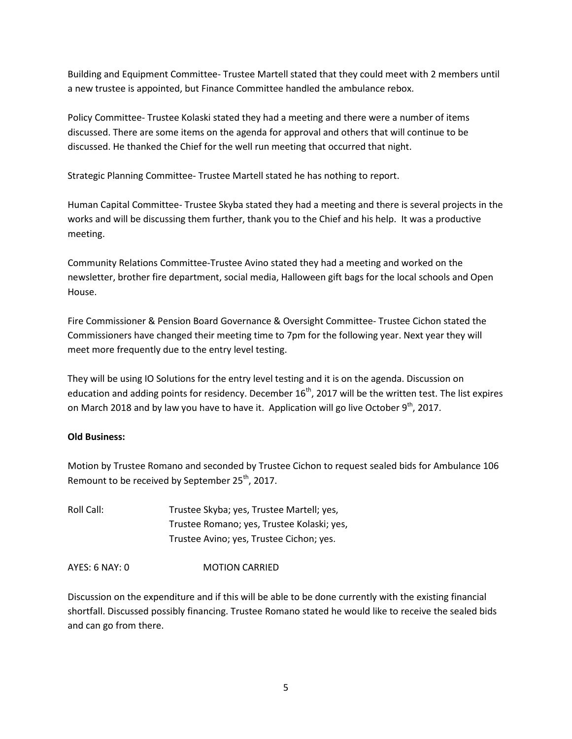Building and Equipment Committee- Trustee Martell stated that they could meet with 2 members until a new trustee is appointed, but Finance Committee handled the ambulance rebox.

Policy Committee- Trustee Kolaski stated they had a meeting and there were a number of items discussed. There are some items on the agenda for approval and others that will continue to be discussed. He thanked the Chief for the well run meeting that occurred that night.

Strategic Planning Committee- Trustee Martell stated he has nothing to report.

Human Capital Committee- Trustee Skyba stated they had a meeting and there is several projects in the works and will be discussing them further, thank you to the Chief and his help. It was a productive meeting.

Community Relations Committee-Trustee Avino stated they had a meeting and worked on the newsletter, brother fire department, social media, Halloween gift bags for the local schools and Open House.

Fire Commissioner & Pension Board Governance & Oversight Committee- Trustee Cichon stated the Commissioners have changed their meeting time to 7pm for the following year. Next year they will meet more frequently due to the entry level testing.

They will be using IO Solutions for the entry level testing and it is on the agenda. Discussion on education and adding points for residency. December 16th, 2017 will be the written test. The list expires on March 2018 and by law you have to have it. Application will go live October 9th, 2017.

**Old Business:**

Motion by Trustee Romano and seconded by Trustee Cichon to request sealed bids for Ambulance 106 Remount to be received by September 25th, 2017.

Roll Call: Trustee Skyba; yes, Trustee Martell; yes,
Trustee Romano; yes, Trustee Kolaski; yes,
Trustee Avino; yes, Trustee Cichon; yes.

AYES: 6 NAY: 0 MOTION CARRIED

Discussion on the expenditure and if this will be able to be done currently with the existing financial shortfall. Discussed possibly financing. Trustee Romano stated he would like to receive the sealed bids and can go from there.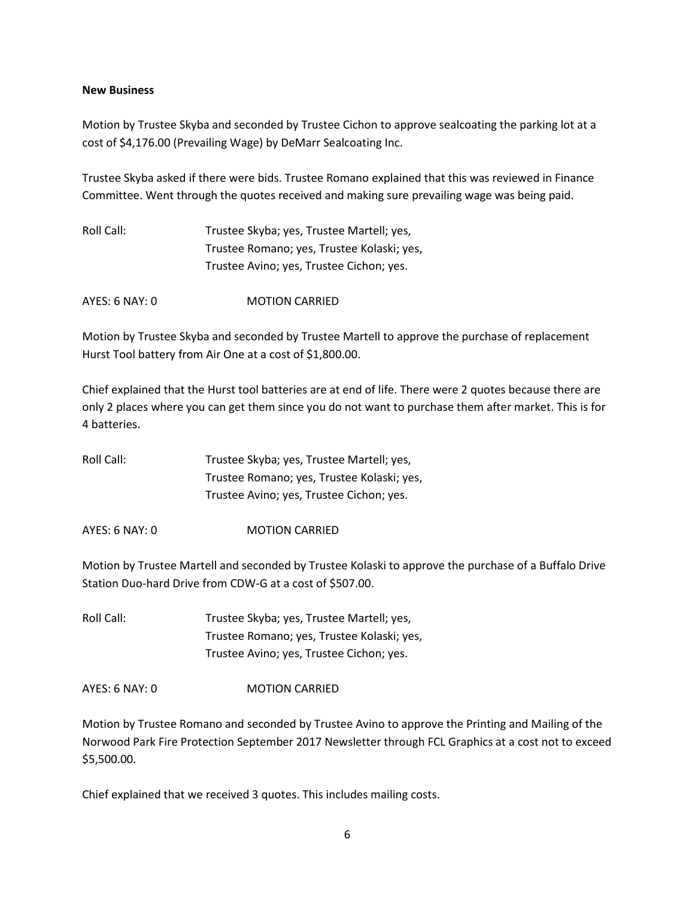**New Business**

Motion by Trustee Skyba and seconded by Trustee Cichon to approve sealcoating the parking lot at a cost of $4,176.00 (Prevailing Wage) by DeMarr Sealcoating Inc.

Trustee Skyba asked if there were bids. Trustee Romano explained that this was reviewed in Finance Committee. Went through the quotes received and making sure prevailing wage was being paid.

Roll Call: Trustee Skyba; yes, Trustee Martell; yes,
Trustee Romano; yes, Trustee Kolaski; yes,
Trustee Avino; yes, Trustee Cichon; yes.

AYES: 6 NAY: 0 MOTION CARRIED

Motion by Trustee Skyba and seconded by Trustee Martell to approve the purchase of replacement Hurst Tool battery from Air One at a cost of $1,800.00.

Chief explained that the Hurst tool batteries are at end of life. There were 2 quotes because there are only 2 places where you can get them since you do not want to purchase them after market. This is for 4 batteries.

Roll Call: Trustee Skyba; yes, Trustee Martell; yes,
Trustee Romano; yes, Trustee Kolaski; yes,
Trustee Avino; yes, Trustee Cichon; yes.

AYES: 6 NAY: 0 MOTION CARRIED

Motion by Trustee Martell and seconded by Trustee Kolaski to approve the purchase of a Buffalo Drive Station Duo-hard Drive from CDW-G at a cost of $507.00.

Roll Call: Trustee Skyba; yes, Trustee Martell; yes,
Trustee Romano; yes, Trustee Kolaski; yes,
Trustee Avino; yes, Trustee Cichon; yes.

AYES: 6 NAY: 0 MOTION CARRIED

Motion by Trustee Romano and seconded by Trustee Avino to approve the Printing and Mailing of the Norwood Park Fire Protection September 2017 Newsletter through FCL Graphics at a cost not to exceed $5,500.00.

Chief explained that we received 3 quotes. This includes mailing costs.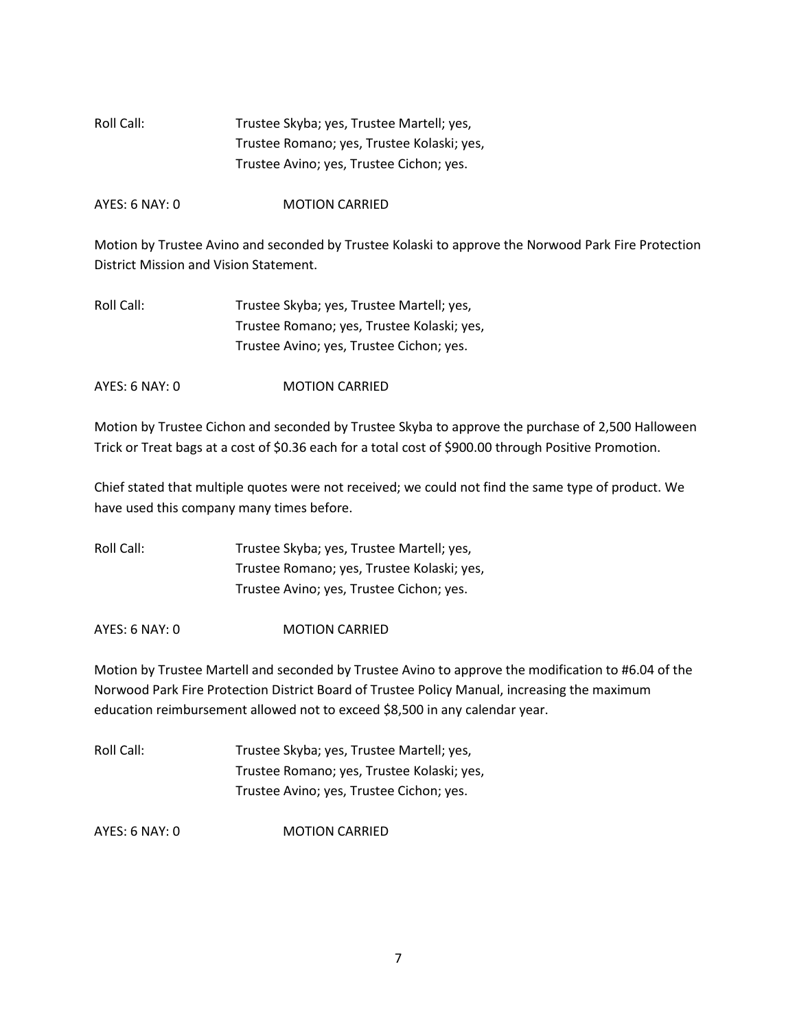Roll Call: Trustee Skyba; yes, Trustee Martell; yes,
Trustee Romano; yes, Trustee Kolaski; yes,
Trustee Avino; yes, Trustee Cichon; yes.

AYES: 6 NAY: 0 MOTION CARRIED

Motion by Trustee Avino and seconded by Trustee Kolaski to approve the Norwood Park Fire Protection District Mission and Vision Statement.

Roll Call: Trustee Skyba; yes, Trustee Martell; yes,
Trustee Romano; yes, Trustee Kolaski; yes,
Trustee Avino; yes, Trustee Cichon; yes.

AYES: 6 NAY: 0 MOTION CARRIED

Motion by Trustee Cichon and seconded by Trustee Skyba to approve the purchase of 2,500 Halloween Trick or Treat bags at a cost of $0.36 each for a total cost of $900.00 through Positive Promotion.

Chief stated that multiple quotes were not received; we could not find the same type of product. We have used this company many times before.

Roll Call: Trustee Skyba; yes, Trustee Martell; yes,
Trustee Romano; yes, Trustee Kolaski; yes,
Trustee Avino; yes, Trustee Cichon; yes.

AYES: 6 NAY: 0 MOTION CARRIED

Motion by Trustee Martell and seconded by Trustee Avino to approve the modification to #6.04 of the Norwood Park Fire Protection District Board of Trustee Policy Manual, increasing the maximum education reimbursement allowed not to exceed $8,500 in any calendar year.

Roll Call: Trustee Skyba; yes, Trustee Martell; yes,
Trustee Romano; yes, Trustee Kolaski; yes,
Trustee Avino; yes, Trustee Cichon; yes.

AYES: 6 NAY: 0 MOTION CARRIED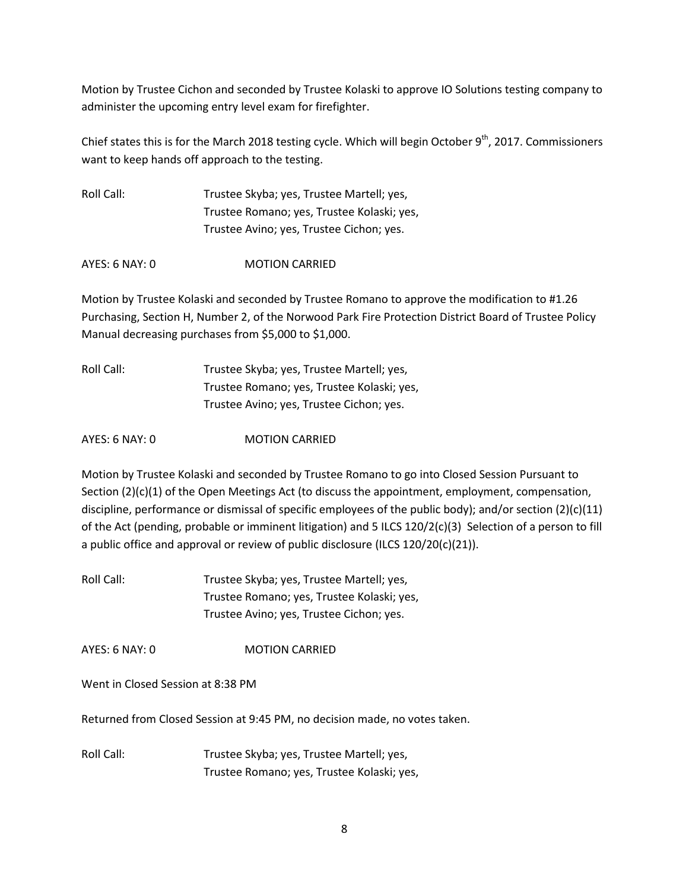Motion by Trustee Cichon and seconded by Trustee Kolaski to approve IO Solutions testing company to administer the upcoming entry level exam for firefighter.

Chief states this is for the March 2018 testing cycle. Which will begin October 9th, 2017. Commissioners want to keep hands off approach to the testing.

Roll Call: Trustee Skyba; yes, Trustee Martell; yes,
Trustee Romano; yes, Trustee Kolaski; yes,
Trustee Avino; yes, Trustee Cichon; yes.

AYES: 6 NAY: 0 MOTION CARRIED

Motion by Trustee Kolaski and seconded by Trustee Romano to approve the modification to #1.26 Purchasing, Section H, Number 2, of the Norwood Park Fire Protection District Board of Trustee Policy Manual decreasing purchases from $5,000 to $1,000.

Roll Call: Trustee Skyba; yes, Trustee Martell; yes,
Trustee Romano; yes, Trustee Kolaski; yes,
Trustee Avino; yes, Trustee Cichon; yes.

AYES: 6 NAY: 0 MOTION CARRIED

Motion by Trustee Kolaski and seconded by Trustee Romano to go into Closed Session Pursuant to Section (2)(c)(1) of the Open Meetings Act (to discuss the appointment, employment, compensation, discipline, performance or dismissal of specific employees of the public body); and/or section (2)(c)(11) of the Act (pending, probable or imminent litigation) and 5 ILCS 120/2(c)(3) Selection of a person to fill a public office and approval or review of public disclosure (ILCS 120/20(c)(21)).

Roll Call: Trustee Skyba; yes, Trustee Martell; yes,
Trustee Romano; yes, Trustee Kolaski; yes,
Trustee Avino; yes, Trustee Cichon; yes.

AYES: 6 NAY: 0 MOTION CARRIED

Went in Closed Session at 8:38 PM

Returned from Closed Session at 9:45 PM, no decision made, no votes taken.

Roll Call: Trustee Skyba; yes, Trustee Martell; yes,
Trustee Romano; yes, Trustee Kolaski; yes,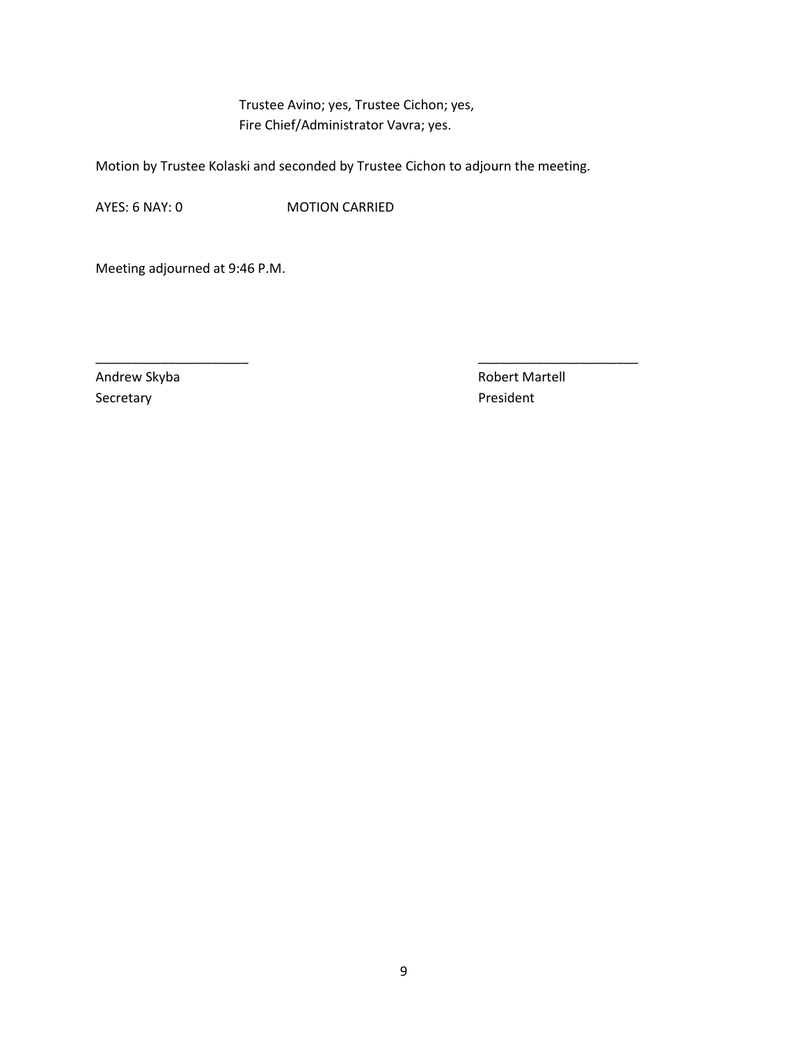Trustee Avino; yes, Trustee Cichon; yes,
Fire Chief/Administrator Vavra; yes.

Motion by Trustee Kolaski and seconded by Trustee Cichon to adjourn the meeting.

AYES: 6 NAY: 0 MOTION CARRIED

Meeting adjourned at 9:46 P.M.

| | |
|---|---|
| _____________________ | ______________________ |
| Andrew Skyba | Robert Martell |
| Secretary | President |